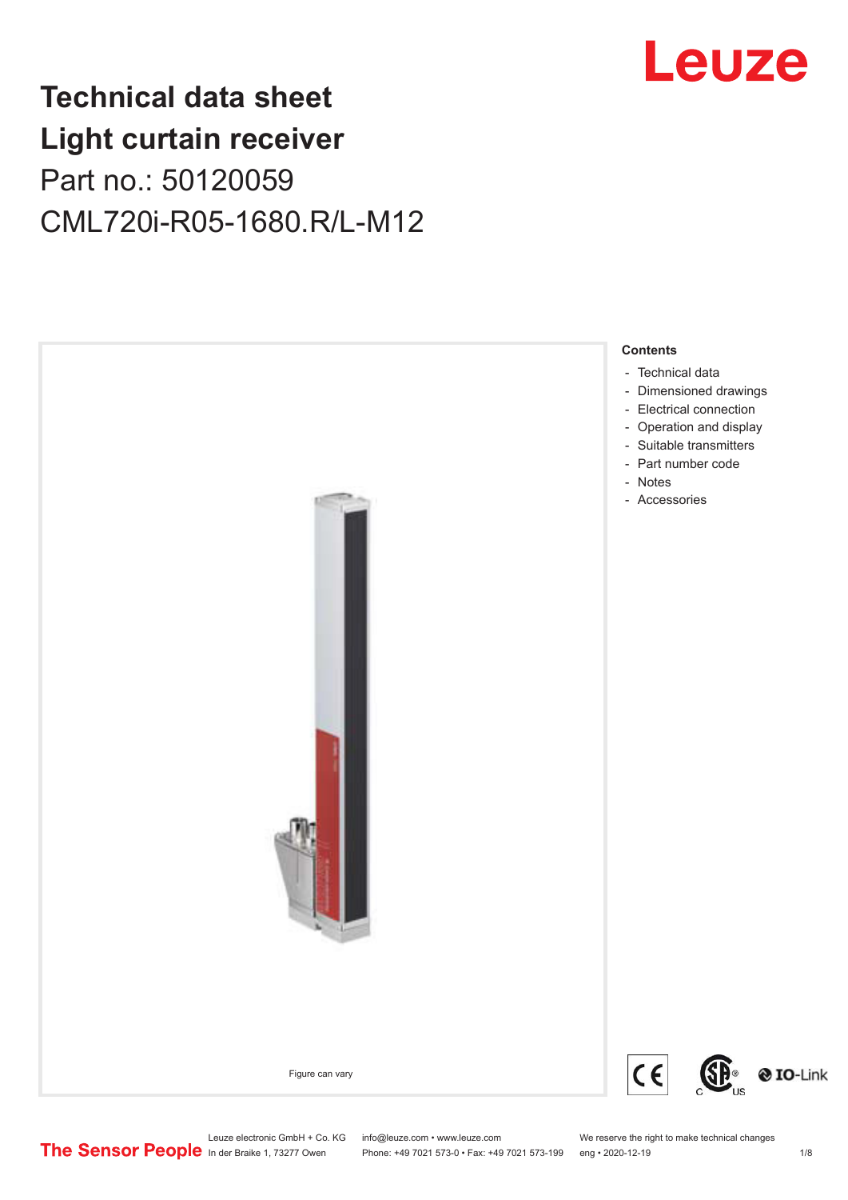# Technical data sheet
# Light curtain receiver

Part no.: 50120059

CML720i-R05-1680.R/L-M12

Figure can vary

**Contents**

- Technical data
- Dimensioned drawings
- Electrical connection
- Operation and display
- Suitable transmitters
- Part number code
- Notes
- Accessories

Leuze electronic GmbH + Co. KG
In der Braike 1, 73277 Owen

info@leuze.com • www.leuze.com
Phone: +49 7021 573-0 • Fax: +49 7021 573-199

We reserve the right to make technical changes
eng • 2020-12-19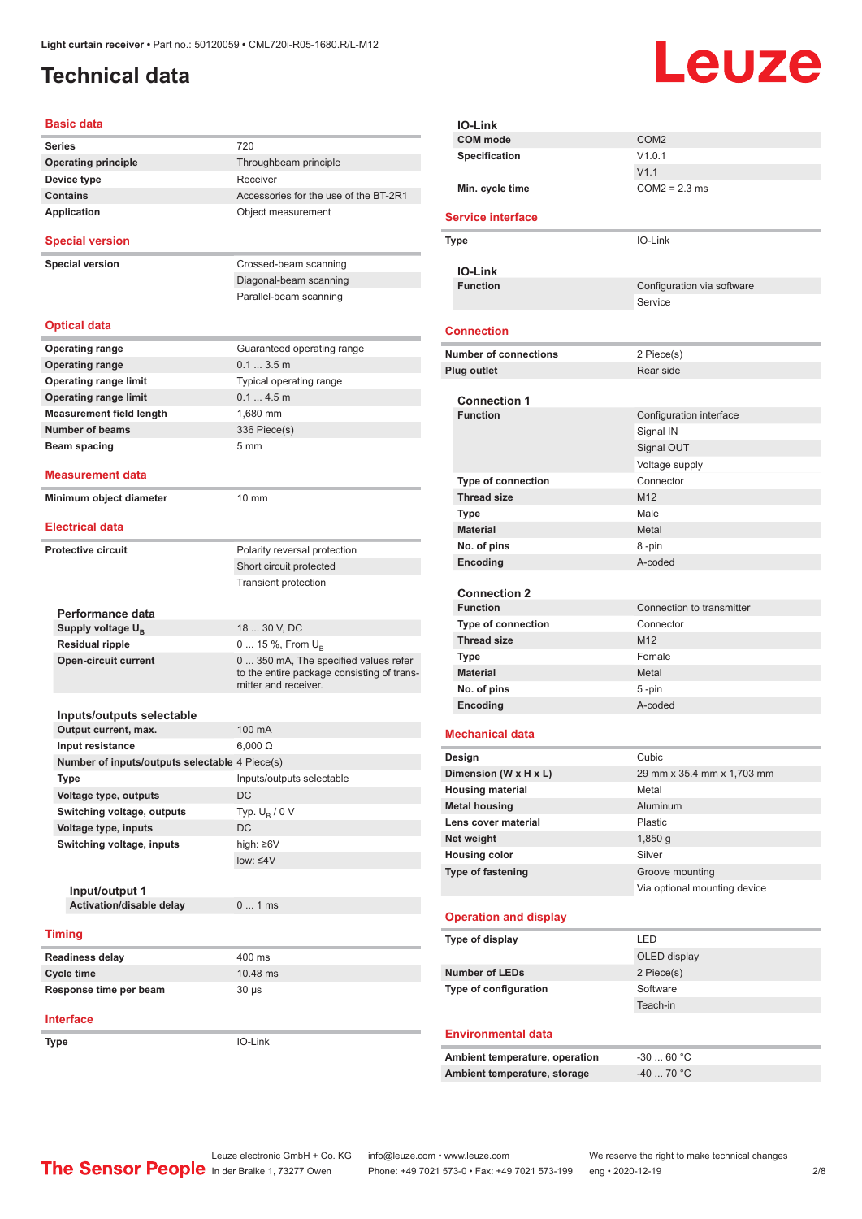Light curtain receiver • Part no.: 50120059 • CML720i-R05-1680.R/L-M12

# Technical data

## Basic data

| | |
|---|---|
| **Series** | 720 |
| **Operating principle** | Throughbeam principle |
| **Device type** | Receiver |
| **Contains** | Accessories for the use of the BT-2R1 |
| **Application** | Object measurement |

## Special version

| | |
|---|---|
| **Special version** | Crossed-beam scanning |
| | Diagonal-beam scanning |
| | Parallel-beam scanning |

## Optical data

| | |
|---|---|
| **Operating range** | Guaranteed operating range |
| **Operating range** | 0.1 ... 3.5 m |
| **Operating range limit** | Typical operating range |
| **Operating range limit** | 0.1 ... 4.5 m |
| **Measurement field length** | 1,680 mm |
| **Number of beams** | 336 Piece(s) |
| **Beam spacing** | 5 mm |

## Measurement data

| | |
|---|---|
| **Minimum object diameter** | 10 mm |

## Electrical data

| | |
|---|---|
| **Protective circuit** | Polarity reversal protection |
| | Short circuit protected |
| | Transient protection |

### Performance data

| | |
|---|---|
| **Supply voltage $U_B$** | 18 ... 30 V, DC |
| **Residual ripple** | 0 ... 15 %, From $U_B$ |
| **Open-circuit current** | 0 ... 350 mA, The specified values refer to the entire package consisting of transmitter and receiver. |

### Inputs/outputs selectable

| | |
|---|---|
| **Output current, max.** | 100 mA |
| **Input resistance** | 6,000 Ω |
| **Number of inputs/outputs selectable** | 4 Piece(s) |
| **Type** | Inputs/outputs selectable |
| **Voltage type, outputs** | DC |
| **Switching voltage, outputs** | Typ. $U_B$ / 0 V |
| **Voltage type, inputs** | DC |
| **Switching voltage, inputs** | high: ≥6V |
| | low: ≤4V |

#### Input/output 1

| | |
|---|---|
| **Activation/disable delay** | 0 ... 1 ms |

## Timing

| | |
|---|---|
| **Readiness delay** | 400 ms |
| **Cycle time** | 10.48 ms |
| **Response time per beam** | 30 µs |

## Interface

| | |
|---|---|
| **Type** | IO-Link |

### IO-Link

| | |
|---|---|
| **COM mode** | COM2 |
| **Specification** | V1.0.1 |
| | V1.1 |
| **Min. cycle time** | COM2 = 2.3 ms |

## Service interface

| | |
|---|---|
| **Type** | IO-Link |

### IO-Link

| | |
|---|---|
| **Function** | Configuration via software |
| | Service |

## Connection

| | |
|---|---|
| **Number of connections** | 2 Piece(s) |
| **Plug outlet** | Rear side |

### Connection 1

| | |
|---|---|
| **Function** | Configuration interface |
| | Signal IN |
| | Signal OUT |
| | Voltage supply |
| **Type of connection** | Connector |
| **Thread size** | M12 |
| **Type** | Male |
| **Material** | Metal |
| **No. of pins** | 8 -pin |
| **Encoding** | A-coded |

### Connection 2

| | |
|---|---|
| **Function** | Connection to transmitter |
| **Type of connection** | Connector |
| **Thread size** | M12 |
| **Type** | Female |
| **Material** | Metal |
| **No. of pins** | 5 -pin |
| **Encoding** | A-coded |

## Mechanical data

| | |
|---|---|
| **Design** | Cubic |
| **Dimension (W x H x L)** | 29 mm x 35.4 mm x 1,703 mm |
| **Housing material** | Metal |
| **Metal housing** | Aluminum |
| **Lens cover material** | Plastic |
| **Net weight** | 1,850 g |
| **Housing color** | Silver |
| **Type of fastening** | Groove mounting |
| | Via optional mounting device |

## Operation and display

| | |
|---|---|
| **Type of display** | LED |
| | OLED display |
| **Number of LEDs** | 2 Piece(s) |
| **Type of configuration** | Software |
| | Teach-in |

## Environmental data

| | |
|---|---|
| **Ambient temperature, operation** | -30 ... 60 °C |
| **Ambient temperature, storage** | -40 ... 70 °C |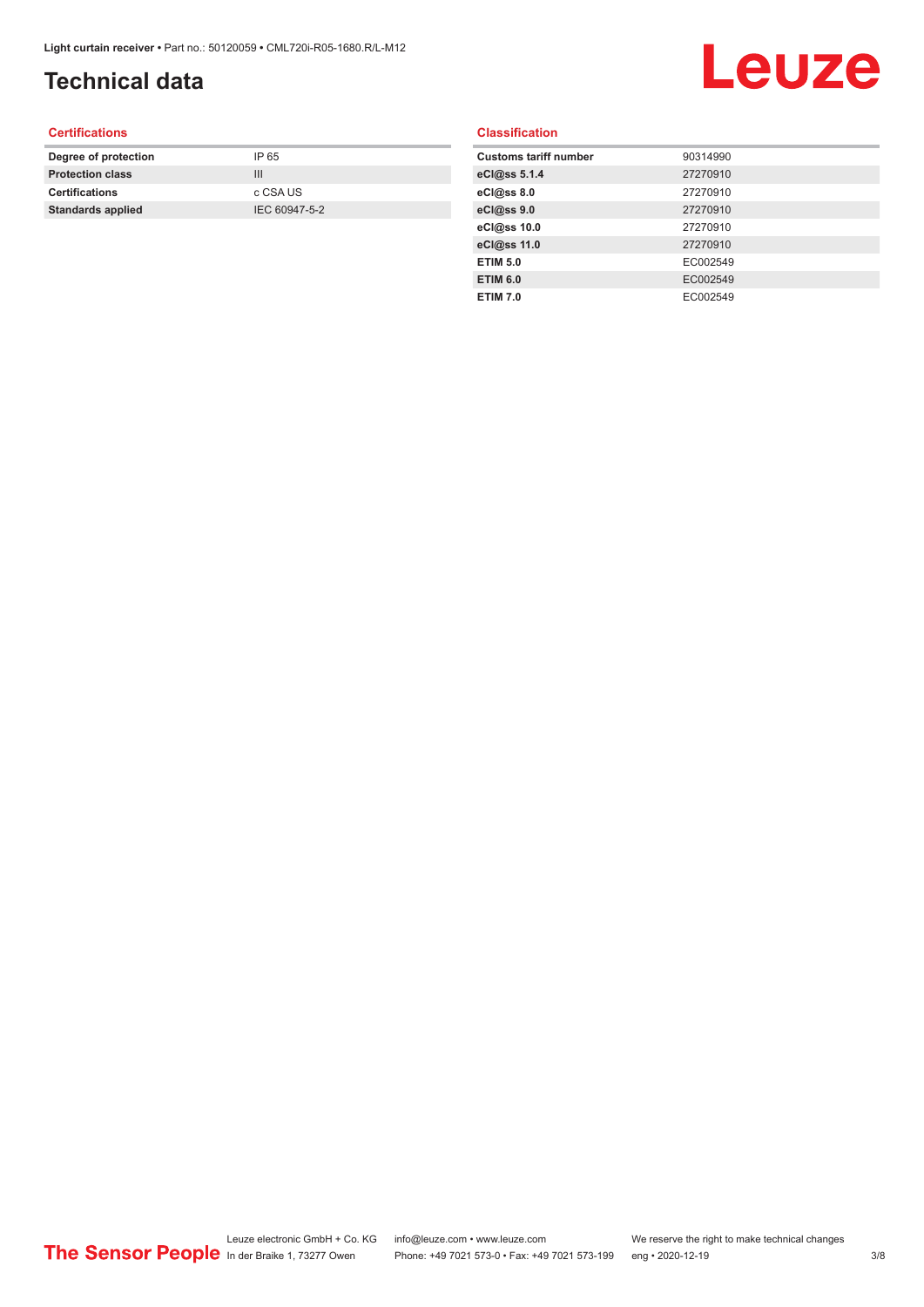# Technical data

## Certifications

| | |
|---|---|
| Degree of protection | IP 65 |
| Protection class | III |
| Certifications | c CSA US |
| Standards applied | IEC 60947-5-2 |

## Classification

| | |
|---|---|
| Customs tariff number | 90314990 |
| eCl@ss 5.1.4 | 27270910 |
| eCl@ss 8.0 | 27270910 |
| eCl@ss 9.0 | 27270910 |
| eCl@ss 10.0 | 27270910 |
| eCl@ss 11.0 | 27270910 |
| ETIM 5.0 | EC002549 |
| ETIM 6.0 | EC002549 |
| ETIM 7.0 | EC002549 |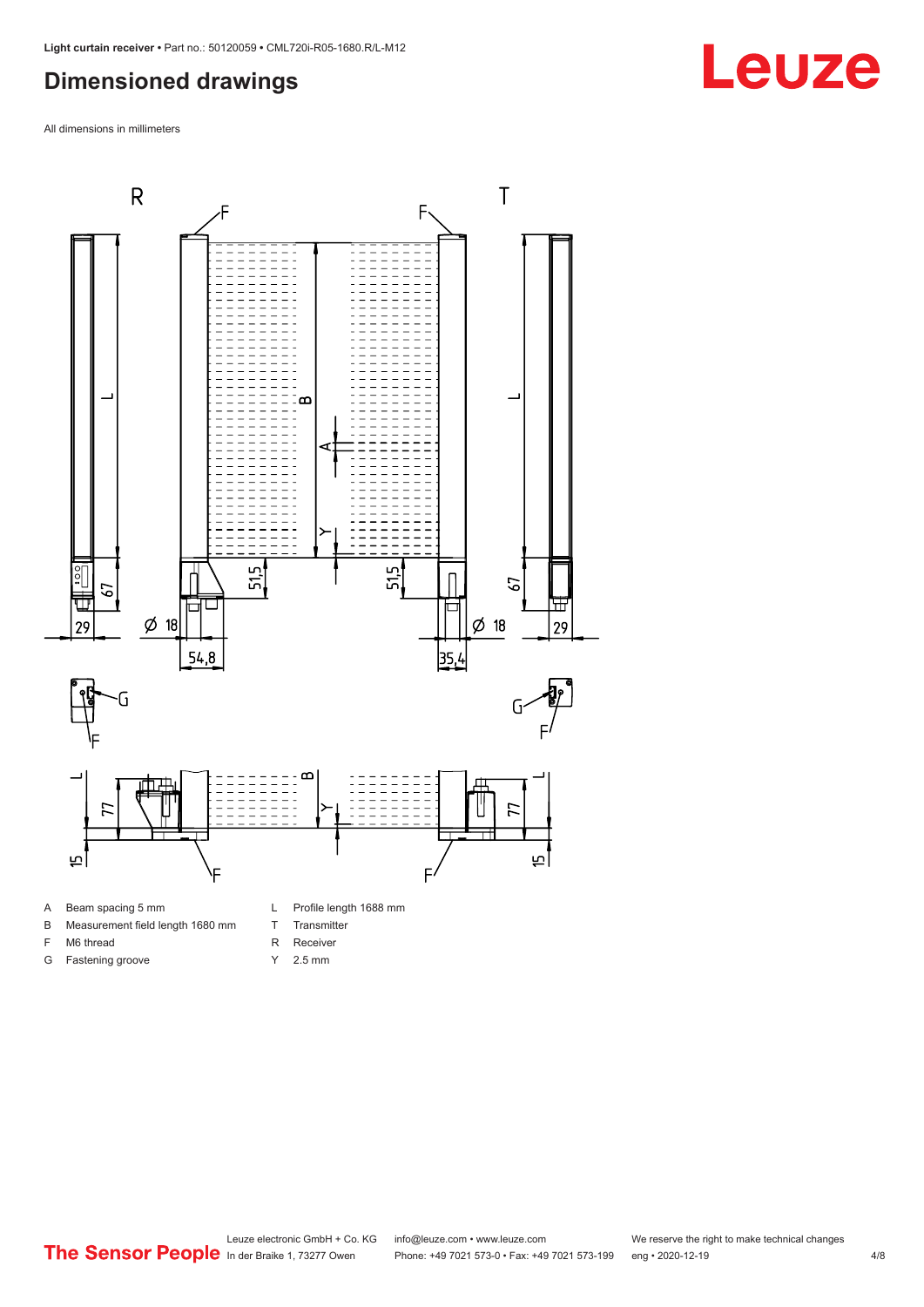## Dimensioned drawings

All dimensions in millimeters

| | | | |
|---|---|---|---|
| A | Beam spacing 5 mm | L | Profile length 1688 mm |
| B | Measurement field length 1680 mm | T | Transmitter |
| F | M6 thread | R | Receiver |
| G | Fastening groove | Y | 2.5 mm |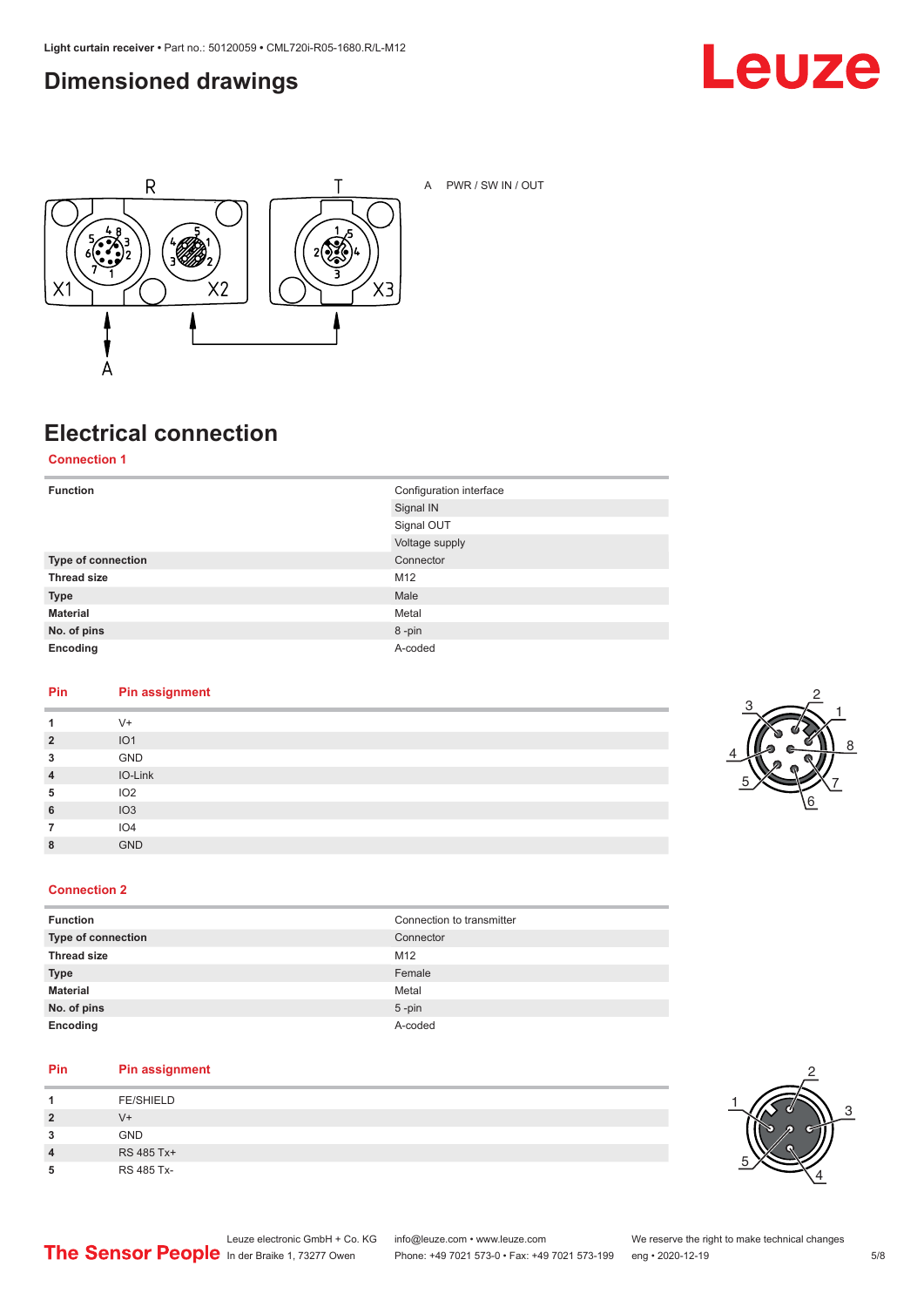## Dimensioned drawings

A PWR / SW IN / OUT

## Electrical connection

### Connection 1

| | |
|---|---|
| **Function** | Configuration interface |
| | Signal IN |
| | Signal OUT |
| | Voltage supply |
| **Type of connection** | Connector |
| **Thread size** | M12 |
| **Type** | Male |
| **Material** | Metal |
| **No. of pins** | 8 -pin |
| **Encoding** | A-coded |

| Pin | Pin assignment |
|---|---|
| 1 | V+ |
| 2 | IO1 |
| 3 | GND |
| 4 | IO-Link |
| 5 | IO2 |
| 6 | IO3 |
| 7 | IO4 |
| 8 | GND |

### Connection 2

| | |
|---|---|
| **Function** | Connection to transmitter |
| **Type of connection** | Connector |
| **Thread size** | M12 |
| **Type** | Female |
| **Material** | Metal |
| **No. of pins** | 5 -pin |
| **Encoding** | A-coded |

| Pin | Pin assignment |
|---|---|
| 1 | FE/SHIELD |
| 2 | V+ |
| 3 | GND |
| 4 | RS 485 Tx+ |
| 5 | RS 485 Tx- |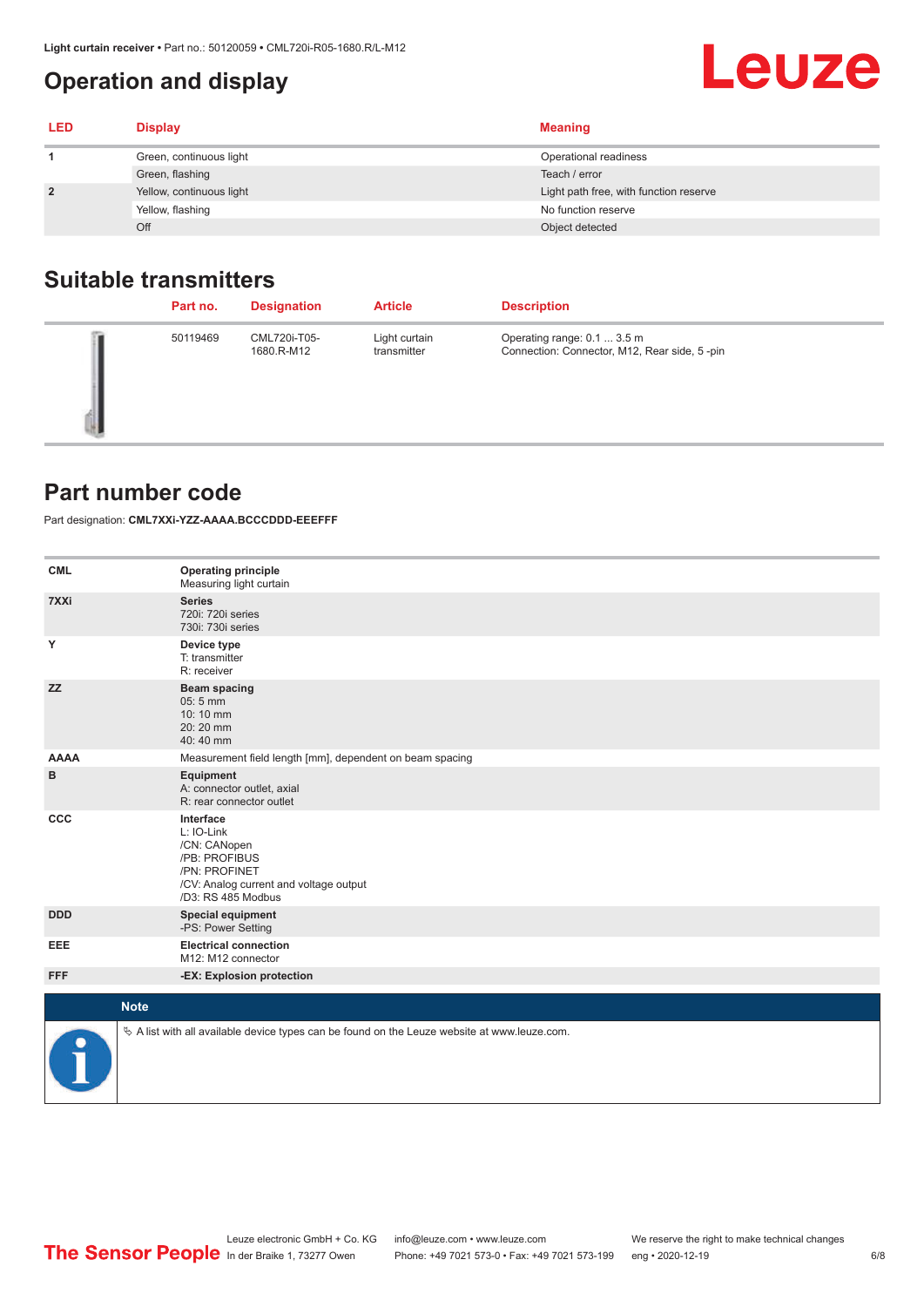## Operation and display

| LED | Display | Meaning |
|---|---|---|
| 1 | Green, continuous light | Operational readiness |
| | Green, flashing | Teach / error |
| 2 | Yellow, continuous light | Light path free, with function reserve |
| | Yellow, flashing | No function reserve |
| | Off | Object detected |

## Suitable transmitters

| | Part no. | Designation | Article | Description |
|---|---|---|---|---|
| | 50119469 | CML720i-T05-1680.R-M12 | Light curtain transmitter | Operating range: 0.1 ... 3.5 m<br>Connection: Connector, M12, Rear side, 5 -pin |

## Part number code

Part designation: **CML7XXi-YZZ-AAAA.BCCCDDD-EEEFFF**

| | |
|---|---|
| **CML** | **Operating principle**<br>Measuring light curtain |
| **7XXi** | **Series**<br>720i: 720i series<br>730i: 730i series |
| **Y** | **Device type**<br>T: transmitter<br>R: receiver |
| **ZZ** | **Beam spacing**<br>05: 5 mm<br>10: 10 mm<br>20: 20 mm<br>40: 40 mm |
| **AAAA** | Measurement field length [mm], dependent on beam spacing |
| **B** | **Equipment**<br>A: connector outlet, axial<br>R: rear connector outlet |
| **CCC** | **Interface**<br>L: IO-Link<br>/CN: CANopen<br>/PB: PROFIBUS<br>/PN: PROFINET<br>/CV: Analog current and voltage output<br>/D3: RS 485 Modbus |
| **DDD** | **Special equipment**<br>-PS: Power Setting |
| **EEE** | **Electrical connection**<br>M12: M12 connector |
| **FFF** | **-EX: Explosion protection** |

**Note**

↳ A list with all available device types can be found on the Leuze website at www.leuze.com.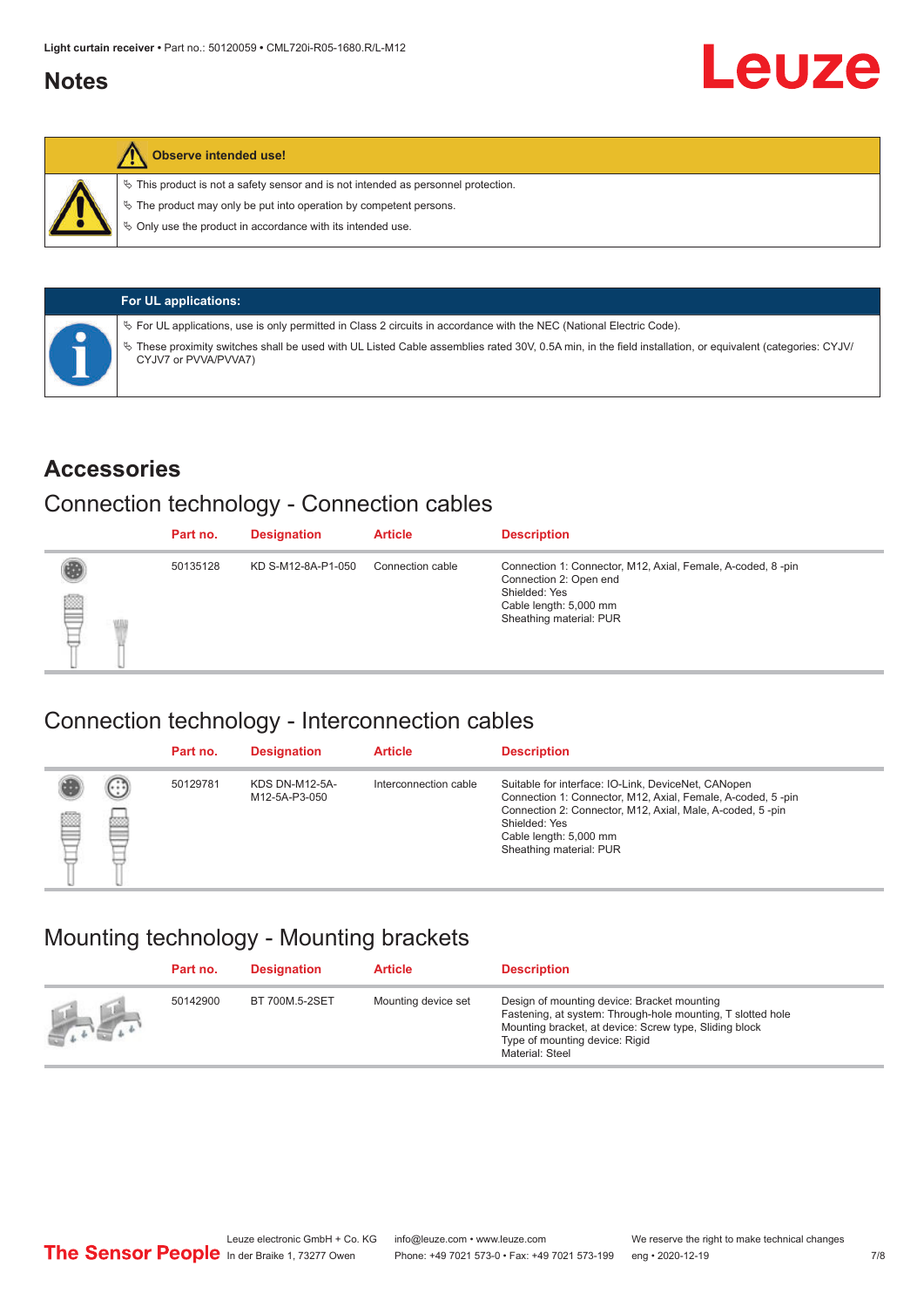## Notes

**Observe intended use!**

- This product is not a safety sensor and is not intended as personnel protection.
- The product may only be put into operation by competent persons.
- Only use the product in accordance with its intended use.

**For UL applications:**

- For UL applications, use is only permitted in Class 2 circuits in accordance with the NEC (National Electric Code).
- These proximity switches shall be used with UL Listed Cable assemblies rated 30V, 0.5A min, in the field installation, or equivalent (categories: CYJV/CYJV7 or PVVA/PVVA7)

## Accessories

### Connection technology - Connection cables

| Part no. | Designation | Article | Description |
|---|---|---|---|
| 50135128 | KD S-M12-8A-P1-050 | Connection cable | Connection 1: Connector, M12, Axial, Female, A-coded, 8 -pin<br>Connection 2: Open end<br>Shielded: Yes<br>Cable length: 5,000 mm<br>Sheathing material: PUR |

### Connection technology - Interconnection cables

| Part no. | Designation | Article | Description |
|---|---|---|---|
| 50129781 | KDS DN-M12-5A-M12-5A-P3-050 | Interconnection cable | Suitable for interface: IO-Link, DeviceNet, CANopen<br>Connection 1: Connector, M12, Axial, Female, A-coded, 5 -pin<br>Connection 2: Connector, M12, Axial, Male, A-coded, 5 -pin<br>Shielded: Yes<br>Cable length: 5,000 mm<br>Sheathing material: PUR |

### Mounting technology - Mounting brackets

| Part no. | Designation | Article | Description |
|---|---|---|---|
| 50142900 | BT 700M.5-2SET | Mounting device set | Design of mounting device: Bracket mounting<br>Fastening, at system: Through-hole mounting, T slotted hole<br>Mounting bracket, at device: Screw type, Sliding block<br>Type of mounting device: Rigid<br>Material: Steel |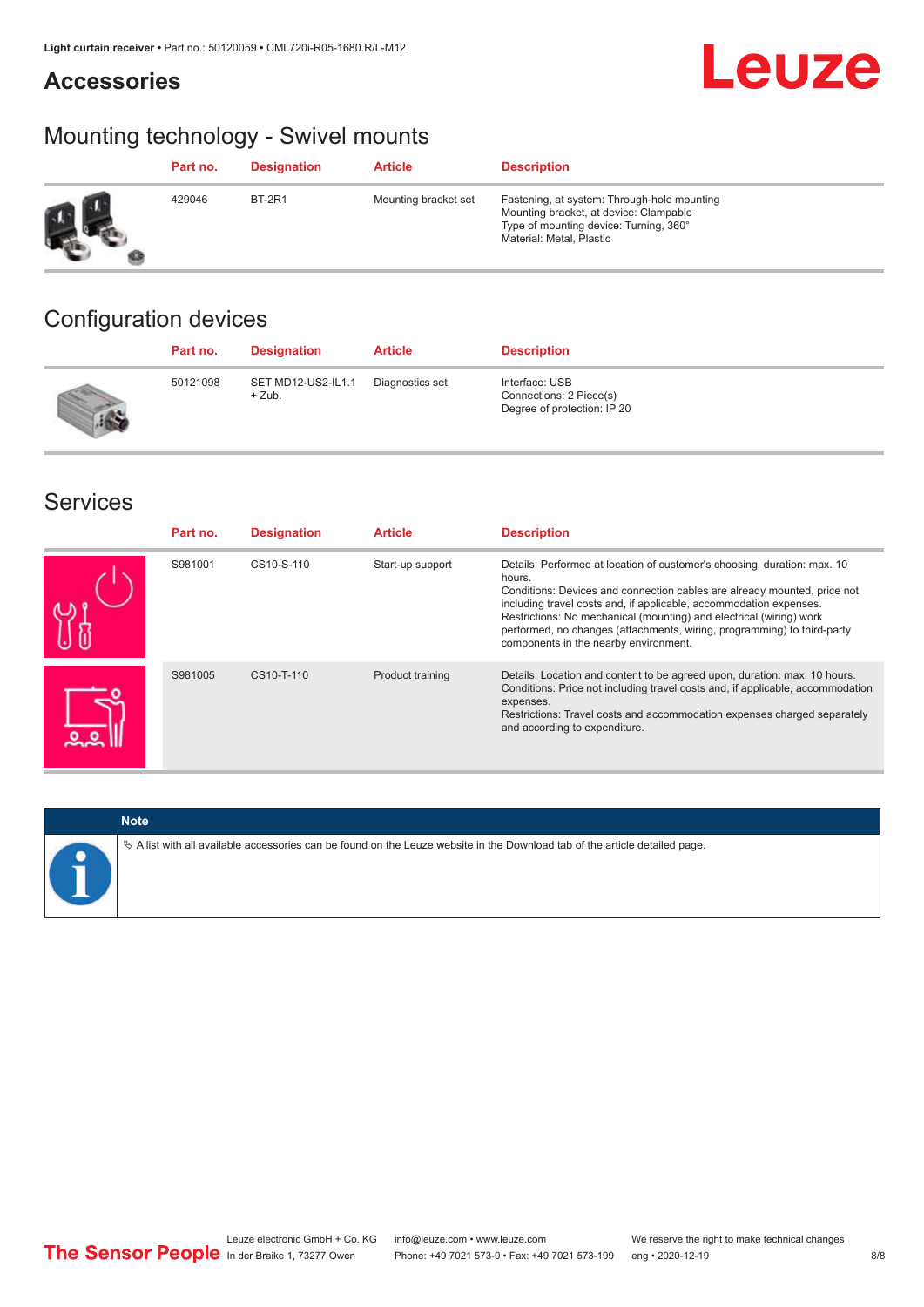## Accessories

### Mounting technology - Swivel mounts

| | Part no. | Designation | Article | Description |
|---|---|---|---|---|
| | 429046 | BT-2R1 | Mounting bracket set | Fastening, at system: Through-hole mounting<br>Mounting bracket, at device: Clampable<br>Type of mounting device: Turning, 360°<br>Material: Metal, Plastic |

### Configuration devices

| | Part no. | Designation | Article | Description |
|---|---|---|---|---|
| | 50121098 | SET MD12-US2-IL1.1 + Zub. | Diagnostics set | Interface: USB<br>Connections: 2 Piece(s)<br>Degree of protection: IP 20 |

### Services

| | Part no. | Designation | Article | Description |
|---|---|---|---|---|
| | S981001 | CS10-S-110 | Start-up support | Details: Performed at location of customer's choosing, duration: max. 10 hours.<br>Conditions: Devices and connection cables are already mounted, price not including travel costs and, if applicable, accommodation expenses.<br>Restrictions: No mechanical (mounting) and electrical (wiring) work performed, no changes (attachments, wiring, programming) to third-party components in the nearby environment. |
| | S981005 | CS10-T-110 | Product training | Details: Location and content to be agreed upon, duration: max. 10 hours.<br>Conditions: Price not including travel costs and, if applicable, accommodation expenses.<br>Restrictions: Travel costs and accommodation expenses charged separately and according to expenditure. |

**Note**

↳ A list with all available accessories can be found on the Leuze website in the Download tab of the article detailed page.